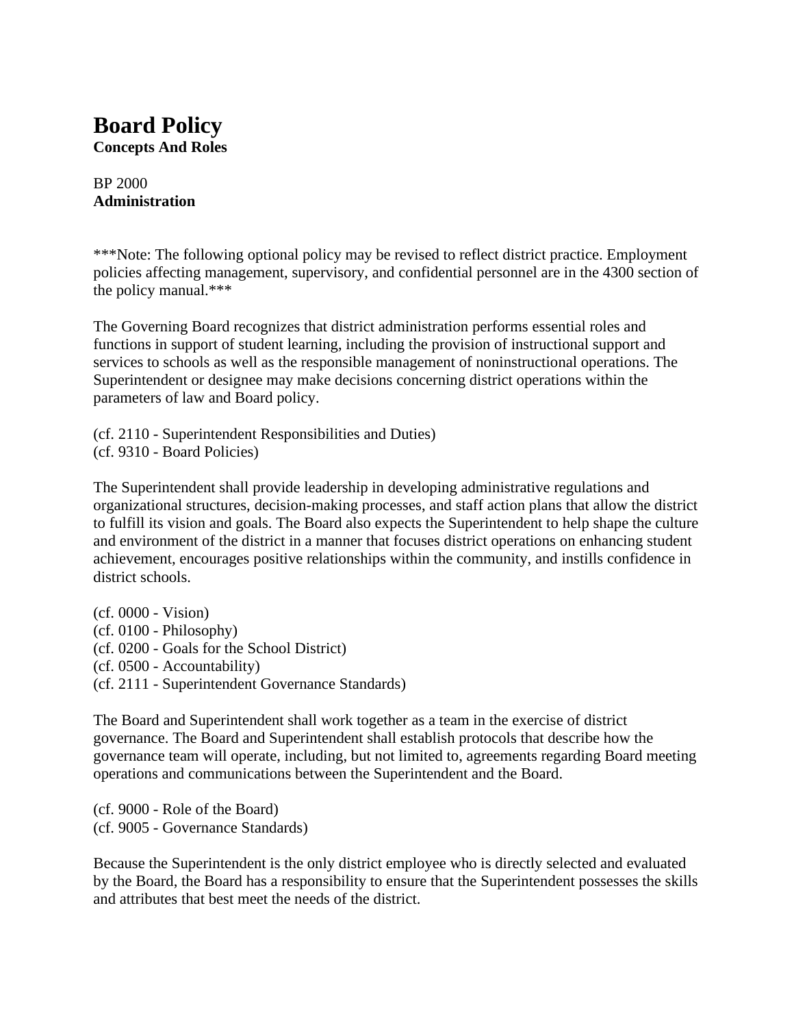# Board Policy

**Concepts And Roles**

BP 2000
**Administration**

***Note: The following optional policy may be revised to reflect district practice. Employment policies affecting management, supervisory, and confidential personnel are in the 4300 section of the policy manual.***

The Governing Board recognizes that district administration performs essential roles and functions in support of student learning, including the provision of instructional support and services to schools as well as the responsible management of noninstructional operations. The Superintendent or designee may make decisions concerning district operations within the parameters of law and Board policy.

(cf. 2110 - Superintendent Responsibilities and Duties)
(cf. 9310 - Board Policies)

The Superintendent shall provide leadership in developing administrative regulations and organizational structures, decision-making processes, and staff action plans that allow the district to fulfill its vision and goals. The Board also expects the Superintendent to help shape the culture and environment of the district in a manner that focuses district operations on enhancing student achievement, encourages positive relationships within the community, and instills confidence in district schools.

(cf. 0000 - Vision)
(cf. 0100 - Philosophy)
(cf. 0200 - Goals for the School District)
(cf. 0500 - Accountability)
(cf. 2111 - Superintendent Governance Standards)

The Board and Superintendent shall work together as a team in the exercise of district governance. The Board and Superintendent shall establish protocols that describe how the governance team will operate, including, but not limited to, agreements regarding Board meeting operations and communications between the Superintendent and the Board.

(cf. 9000 - Role of the Board)
(cf. 9005 - Governance Standards)

Because the Superintendent is the only district employee who is directly selected and evaluated by the Board, the Board has a responsibility to ensure that the Superintendent possesses the skills and attributes that best meet the needs of the district.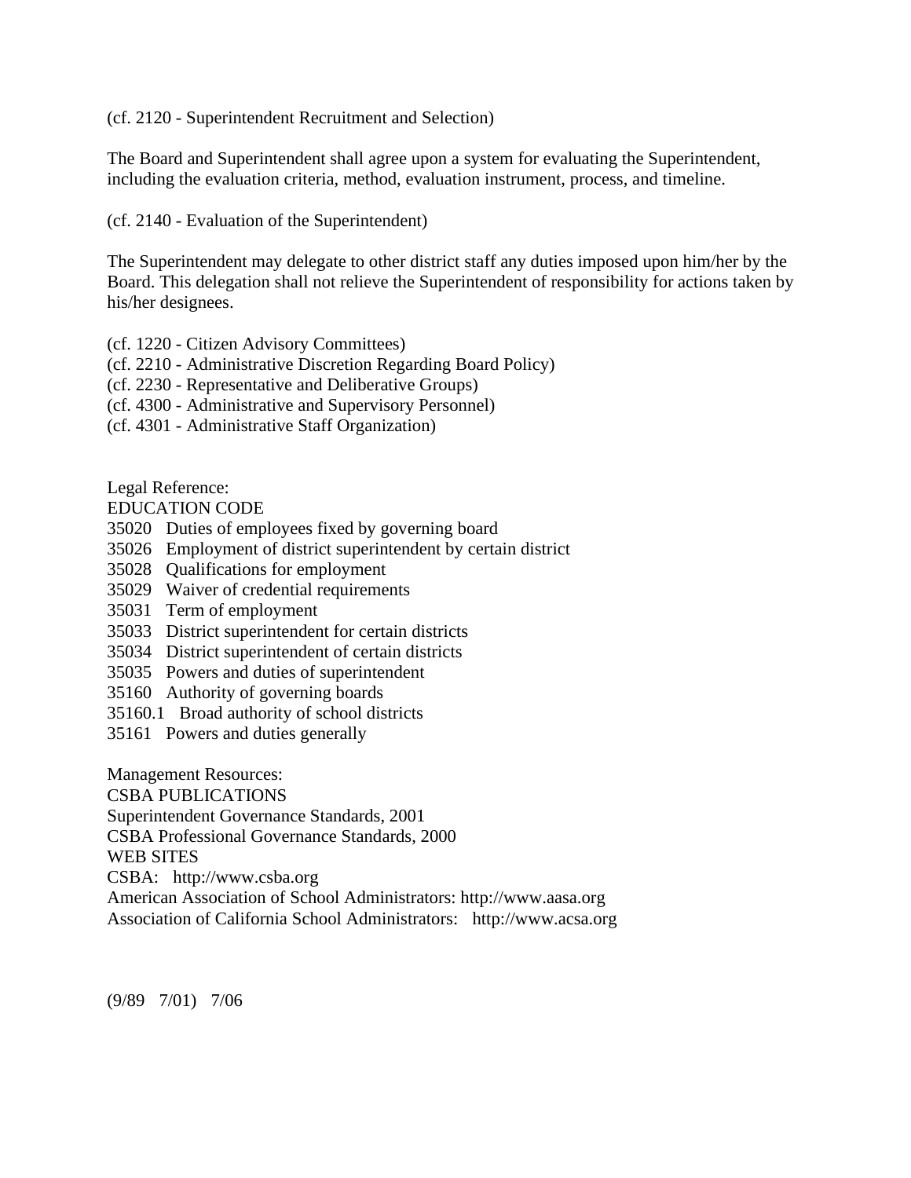(cf. 2120 - Superintendent Recruitment and Selection)

The Board and Superintendent shall agree upon a system for evaluating the Superintendent, including the evaluation criteria, method, evaluation instrument, process, and timeline.

(cf. 2140 - Evaluation of the Superintendent)

The Superintendent may delegate to other district staff any duties imposed upon him/her by the Board. This delegation shall not relieve the Superintendent of responsibility for actions taken by his/her designees.

(cf. 1220 - Citizen Advisory Committees)
(cf. 2210 - Administrative Discretion Regarding Board Policy)
(cf. 2230 - Representative and Deliberative Groups)
(cf. 4300 - Administrative and Supervisory Personnel)
(cf. 4301 - Administrative Staff Organization)

Legal Reference:
EDUCATION CODE
35020 Duties of employees fixed by governing board
35026 Employment of district superintendent by certain district
35028 Qualifications for employment
35029 Waiver of credential requirements
35031 Term of employment
35033 District superintendent for certain districts
35034 District superintendent of certain districts
35035 Powers and duties of superintendent
35160 Authority of governing boards
35160.1 Broad authority of school districts
35161 Powers and duties generally

Management Resources:
CSBA PUBLICATIONS
Superintendent Governance Standards, 2001
CSBA Professional Governance Standards, 2000
WEB SITES
CSBA: http://www.csba.org
American Association of School Administrators: http://www.aasa.org
Association of California School Administrators: http://www.acsa.org

(9/89 7/01) 7/06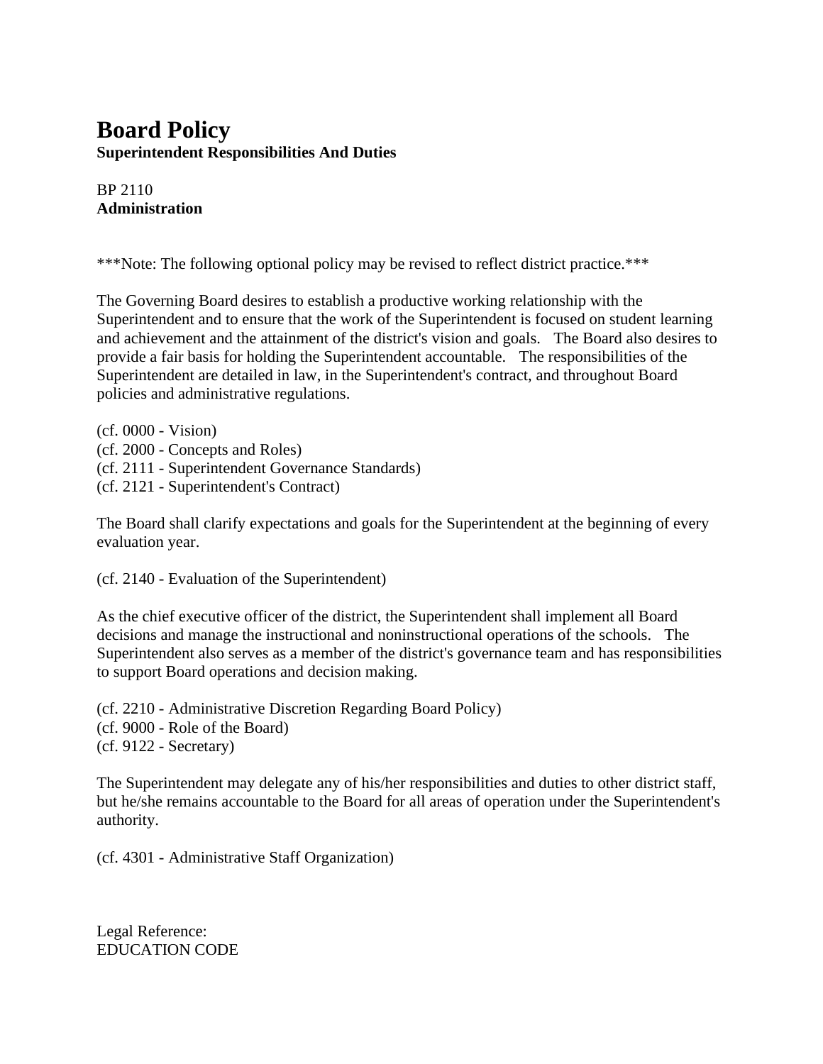# Board Policy

**Superintendent Responsibilities And Duties**

BP 2110
**Administration**

***Note: The following optional policy may be revised to reflect district practice.***

The Governing Board desires to establish a productive working relationship with the Superintendent and to ensure that the work of the Superintendent is focused on student learning and achievement and the attainment of the district's vision and goals. The Board also desires to provide a fair basis for holding the Superintendent accountable. The responsibilities of the Superintendent are detailed in law, in the Superintendent's contract, and throughout Board policies and administrative regulations.

(cf. 0000 - Vision)
(cf. 2000 - Concepts and Roles)
(cf. 2111 - Superintendent Governance Standards)
(cf. 2121 - Superintendent's Contract)

The Board shall clarify expectations and goals for the Superintendent at the beginning of every evaluation year.

(cf. 2140 - Evaluation of the Superintendent)

As the chief executive officer of the district, the Superintendent shall implement all Board decisions and manage the instructional and noninstructional operations of the schools. The Superintendent also serves as a member of the district's governance team and has responsibilities to support Board operations and decision making.

(cf. 2210 - Administrative Discretion Regarding Board Policy)
(cf. 9000 - Role of the Board)
(cf. 9122 - Secretary)

The Superintendent may delegate any of his/her responsibilities and duties to other district staff, but he/she remains accountable to the Board for all areas of operation under the Superintendent's authority.

(cf. 4301 - Administrative Staff Organization)

Legal Reference:
EDUCATION CODE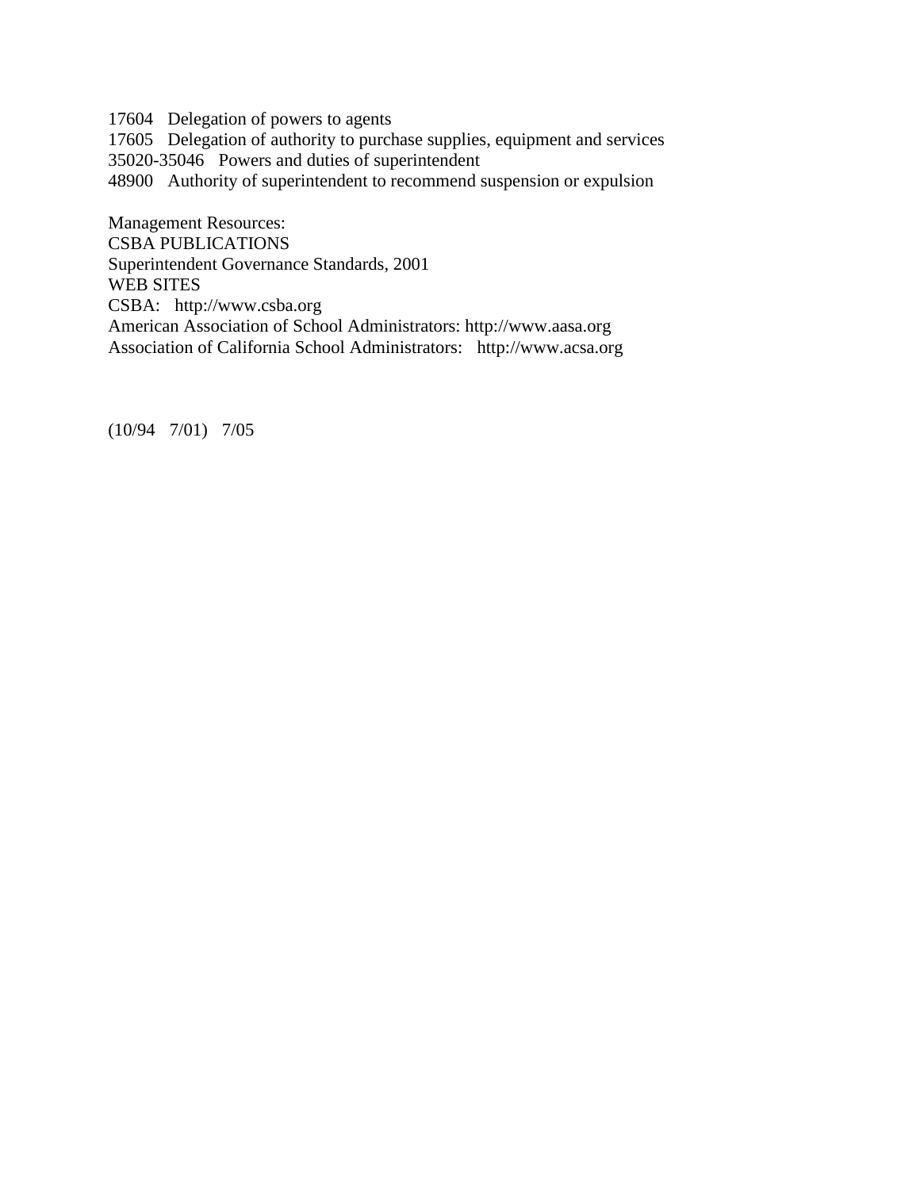17604 Delegation of powers to agents
17605 Delegation of authority to purchase supplies, equipment and services
35020-35046 Powers and duties of superintendent
48900 Authority of superintendent to recommend suspension or expulsion

Management Resources:
CSBA PUBLICATIONS
Superintendent Governance Standards, 2001
WEB SITES
CSBA: http://www.csba.org
American Association of School Administrators: http://www.aasa.org
Association of California School Administrators: http://www.acsa.org

(10/94 7/01) 7/05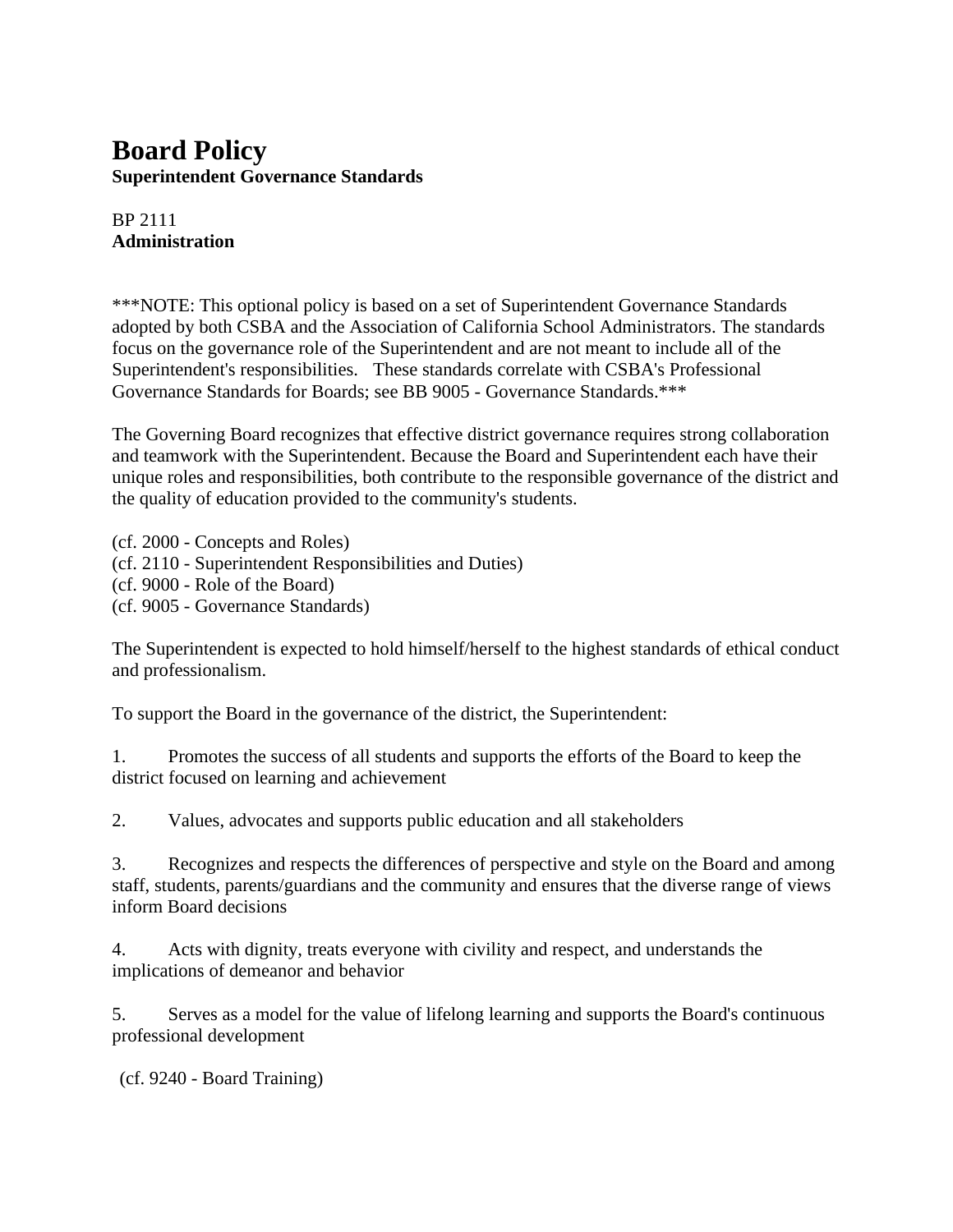# Board Policy

**Superintendent Governance Standards**

BP 2111
**Administration**

***NOTE: This optional policy is based on a set of Superintendent Governance Standards adopted by both CSBA and the Association of California School Administrators. The standards focus on the governance role of the Superintendent and are not meant to include all of the Superintendent's responsibilities. These standards correlate with CSBA's Professional Governance Standards for Boards; see BB 9005 - Governance Standards.***

The Governing Board recognizes that effective district governance requires strong collaboration and teamwork with the Superintendent. Because the Board and Superintendent each have their unique roles and responsibilities, both contribute to the responsible governance of the district and the quality of education provided to the community's students.

(cf. 2000 - Concepts and Roles)
(cf. 2110 - Superintendent Responsibilities and Duties)
(cf. 9000 - Role of the Board)
(cf. 9005 - Governance Standards)

The Superintendent is expected to hold himself/herself to the highest standards of ethical conduct and professionalism.

To support the Board in the governance of the district, the Superintendent:

1. Promotes the success of all students and supports the efforts of the Board to keep the district focused on learning and achievement

2. Values, advocates and supports public education and all stakeholders

3. Recognizes and respects the differences of perspective and style on the Board and among staff, students, parents/guardians and the community and ensures that the diverse range of views inform Board decisions

4. Acts with dignity, treats everyone with civility and respect, and understands the implications of demeanor and behavior

5. Serves as a model for the value of lifelong learning and supports the Board's continuous professional development

(cf. 9240 - Board Training)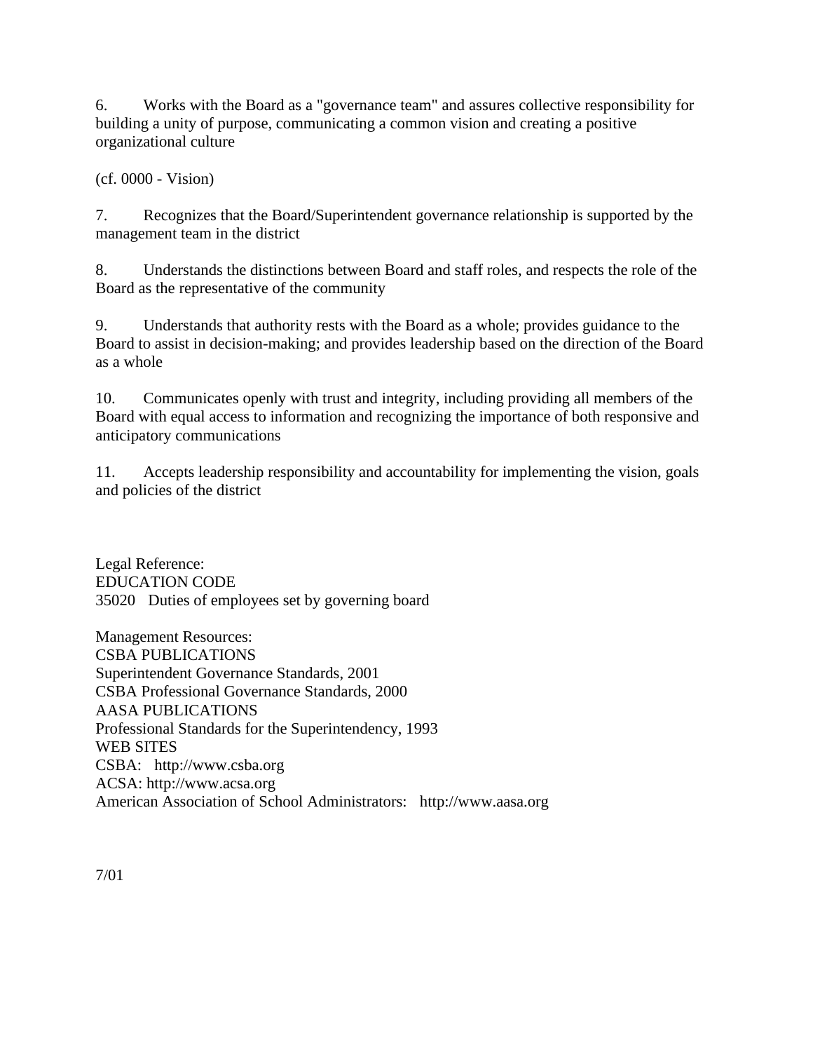6. Works with the Board as a "governance team" and assures collective responsibility for building a unity of purpose, communicating a common vision and creating a positive organizational culture

(cf. 0000 - Vision)

7. Recognizes that the Board/Superintendent governance relationship is supported by the management team in the district

8. Understands the distinctions between Board and staff roles, and respects the role of the Board as the representative of the community

9. Understands that authority rests with the Board as a whole; provides guidance to the Board to assist in decision-making; and provides leadership based on the direction of the Board as a whole

10. Communicates openly with trust and integrity, including providing all members of the Board with equal access to information and recognizing the importance of both responsive and anticipatory communications

11. Accepts leadership responsibility and accountability for implementing the vision, goals and policies of the district

Legal Reference:
EDUCATION CODE
35020 Duties of employees set by governing board

Management Resources:
CSBA PUBLICATIONS
Superintendent Governance Standards, 2001
CSBA Professional Governance Standards, 2000
AASA PUBLICATIONS
Professional Standards for the Superintendency, 1993
WEB SITES
CSBA: http://www.csba.org
ACSA: http://www.acsa.org
American Association of School Administrators: http://www.aasa.org

7/01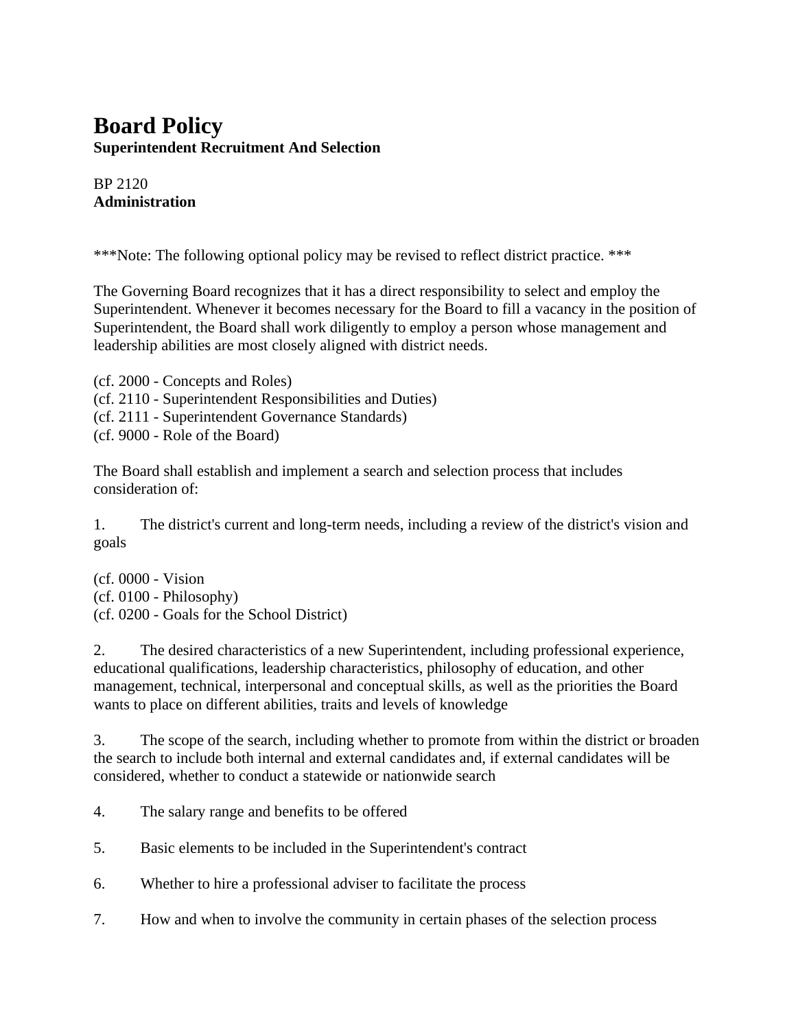# Board Policy

**Superintendent Recruitment And Selection**

BP 2120

**Administration**

***Note: The following optional policy may be revised to reflect district practice. ***

The Governing Board recognizes that it has a direct responsibility to select and employ the Superintendent. Whenever it becomes necessary for the Board to fill a vacancy in the position of Superintendent, the Board shall work diligently to employ a person whose management and leadership abilities are most closely aligned with district needs.

(cf. 2000 - Concepts and Roles)
(cf. 2110 - Superintendent Responsibilities and Duties)
(cf. 2111 - Superintendent Governance Standards)
(cf. 9000 - Role of the Board)

The Board shall establish and implement a search and selection process that includes consideration of:

1. The district's current and long-term needs, including a review of the district's vision and goals

(cf. 0000 - Vision
(cf. 0100 - Philosophy)
(cf. 0200 - Goals for the School District)

2. The desired characteristics of a new Superintendent, including professional experience, educational qualifications, leadership characteristics, philosophy of education, and other management, technical, interpersonal and conceptual skills, as well as the priorities the Board wants to place on different abilities, traits and levels of knowledge

3. The scope of the search, including whether to promote from within the district or broaden the search to include both internal and external candidates and, if external candidates will be considered, whether to conduct a statewide or nationwide search

4. The salary range and benefits to be offered

5. Basic elements to be included in the Superintendent's contract

6. Whether to hire a professional adviser to facilitate the process

7. How and when to involve the community in certain phases of the selection process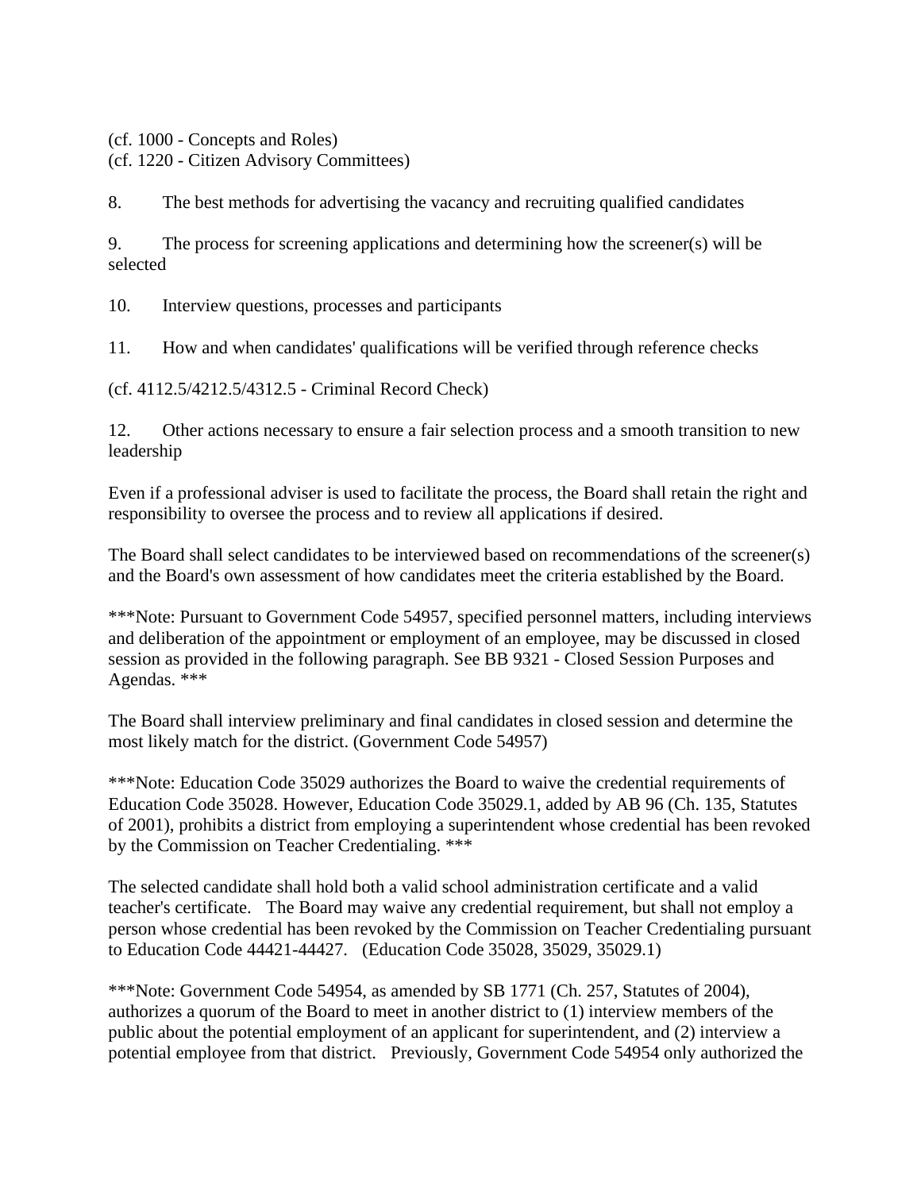(cf. 1000 - Concepts and Roles)
(cf. 1220 - Citizen Advisory Committees)

8. The best methods for advertising the vacancy and recruiting qualified candidates

9. The process for screening applications and determining how the screener(s) will be selected

10. Interview questions, processes and participants

11. How and when candidates' qualifications will be verified through reference checks

(cf. 4112.5/4212.5/4312.5 - Criminal Record Check)

12. Other actions necessary to ensure a fair selection process and a smooth transition to new leadership

Even if a professional adviser is used to facilitate the process, the Board shall retain the right and responsibility to oversee the process and to review all applications if desired.

The Board shall select candidates to be interviewed based on recommendations of the screener(s) and the Board's own assessment of how candidates meet the criteria established by the Board.

***Note: Pursuant to Government Code 54957, specified personnel matters, including interviews and deliberation of the appointment or employment of an employee, may be discussed in closed session as provided in the following paragraph. See BB 9321 - Closed Session Purposes and Agendas. ***

The Board shall interview preliminary and final candidates in closed session and determine the most likely match for the district. (Government Code 54957)

***Note: Education Code 35029 authorizes the Board to waive the credential requirements of Education Code 35028. However, Education Code 35029.1, added by AB 96 (Ch. 135, Statutes of 2001), prohibits a district from employing a superintendent whose credential has been revoked by the Commission on Teacher Credentialing. ***

The selected candidate shall hold both a valid school administration certificate and a valid teacher's certificate. The Board may waive any credential requirement, but shall not employ a person whose credential has been revoked by the Commission on Teacher Credentialing pursuant to Education Code 44421-44427. (Education Code 35028, 35029, 35029.1)

***Note: Government Code 54954, as amended by SB 1771 (Ch. 257, Statutes of 2004), authorizes a quorum of the Board to meet in another district to (1) interview members of the public about the potential employment of an applicant for superintendent, and (2) interview a potential employee from that district. Previously, Government Code 54954 only authorized the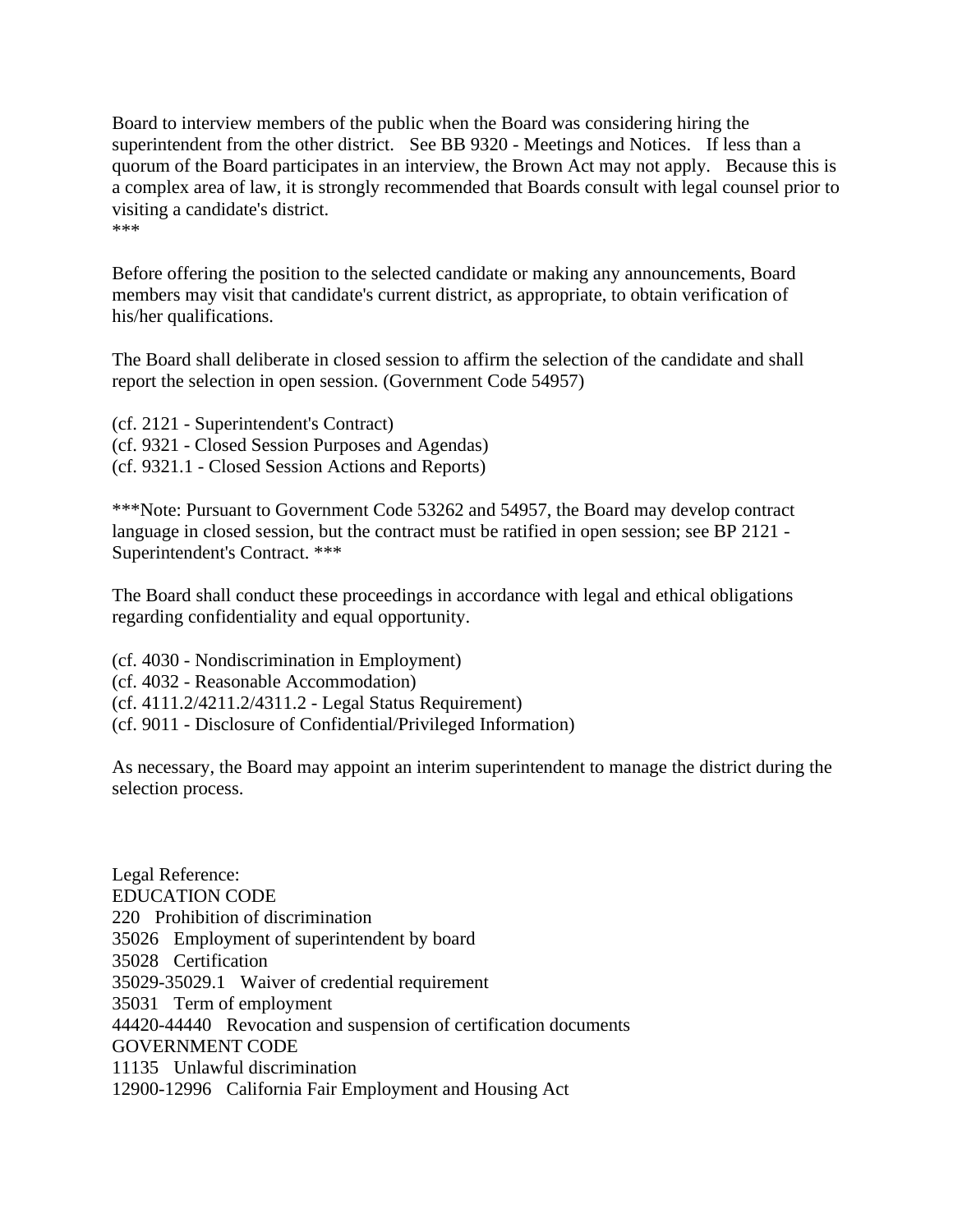Board to interview members of the public when the Board was considering hiring the superintendent from the other district. See BB 9320 - Meetings and Notices. If less than a quorum of the Board participates in an interview, the Brown Act may not apply. Because this is a complex area of law, it is strongly recommended that Boards consult with legal counsel prior to visiting a candidate's district.
***

Before offering the position to the selected candidate or making any announcements, Board members may visit that candidate's current district, as appropriate, to obtain verification of his/her qualifications.

The Board shall deliberate in closed session to affirm the selection of the candidate and shall report the selection in open session. (Government Code 54957)

(cf. 2121 - Superintendent's Contract)
(cf. 9321 - Closed Session Purposes and Agendas)
(cf. 9321.1 - Closed Session Actions and Reports)

***Note: Pursuant to Government Code 53262 and 54957, the Board may develop contract language in closed session, but the contract must be ratified in open session; see BP 2121 - Superintendent's Contract. ***

The Board shall conduct these proceedings in accordance with legal and ethical obligations regarding confidentiality and equal opportunity.

(cf. 4030 - Nondiscrimination in Employment)
(cf. 4032 - Reasonable Accommodation)
(cf. 4111.2/4211.2/4311.2 - Legal Status Requirement)
(cf. 9011 - Disclosure of Confidential/Privileged Information)

As necessary, the Board may appoint an interim superintendent to manage the district during the selection process.

Legal Reference:
EDUCATION CODE
220 Prohibition of discrimination
35026 Employment of superintendent by board
35028 Certification
35029-35029.1 Waiver of credential requirement
35031 Term of employment
44420-44440 Revocation and suspension of certification documents
GOVERNMENT CODE
11135 Unlawful discrimination
12900-12996 California Fair Employment and Housing Act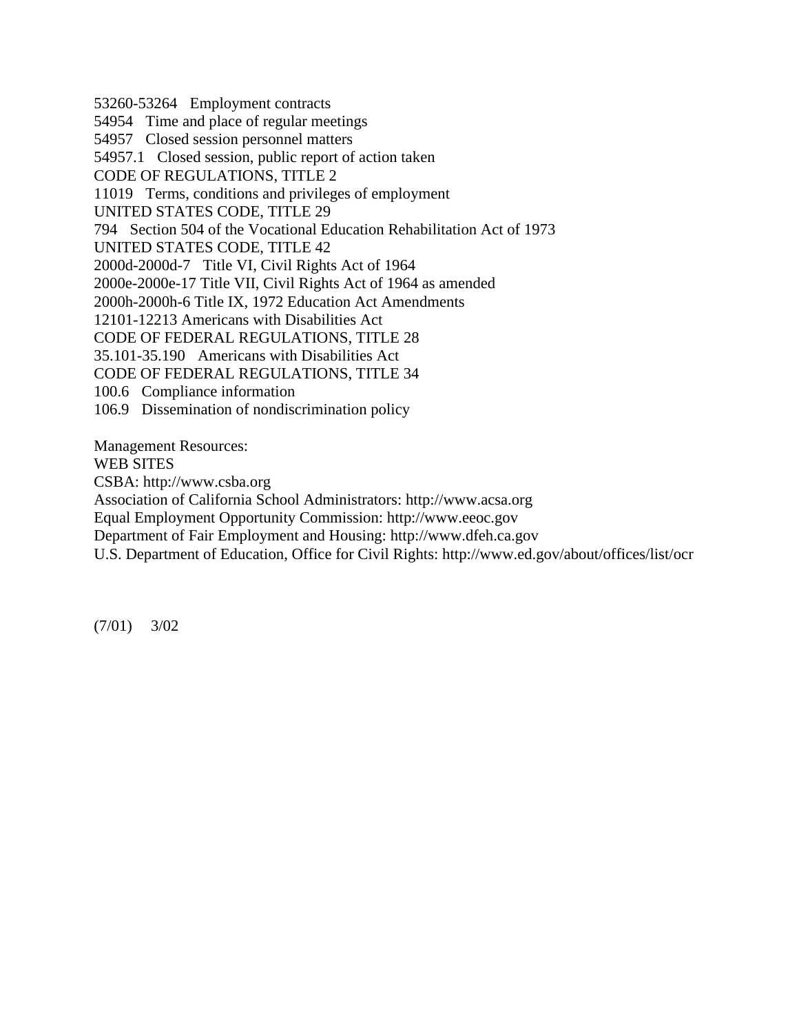53260-53264 Employment contracts
54954 Time and place of regular meetings
54957 Closed session personnel matters
54957.1 Closed session, public report of action taken
CODE OF REGULATIONS, TITLE 2
11019 Terms, conditions and privileges of employment
UNITED STATES CODE, TITLE 29
794 Section 504 of the Vocational Education Rehabilitation Act of 1973
UNITED STATES CODE, TITLE 42
2000d-2000d-7 Title VI, Civil Rights Act of 1964
2000e-2000e-17 Title VII, Civil Rights Act of 1964 as amended
2000h-2000h-6 Title IX, 1972 Education Act Amendments
12101-12213 Americans with Disabilities Act
CODE OF FEDERAL REGULATIONS, TITLE 28
35.101-35.190 Americans with Disabilities Act
CODE OF FEDERAL REGULATIONS, TITLE 34
100.6 Compliance information
106.9 Dissemination of nondiscrimination policy

Management Resources:
WEB SITES
CSBA: http://www.csba.org
Association of California School Administrators: http://www.acsa.org
Equal Employment Opportunity Commission: http://www.eeoc.gov
Department of Fair Employment and Housing: http://www.dfeh.ca.gov
U.S. Department of Education, Office for Civil Rights: http://www.ed.gov/about/offices/list/ocr

(7/01) 3/02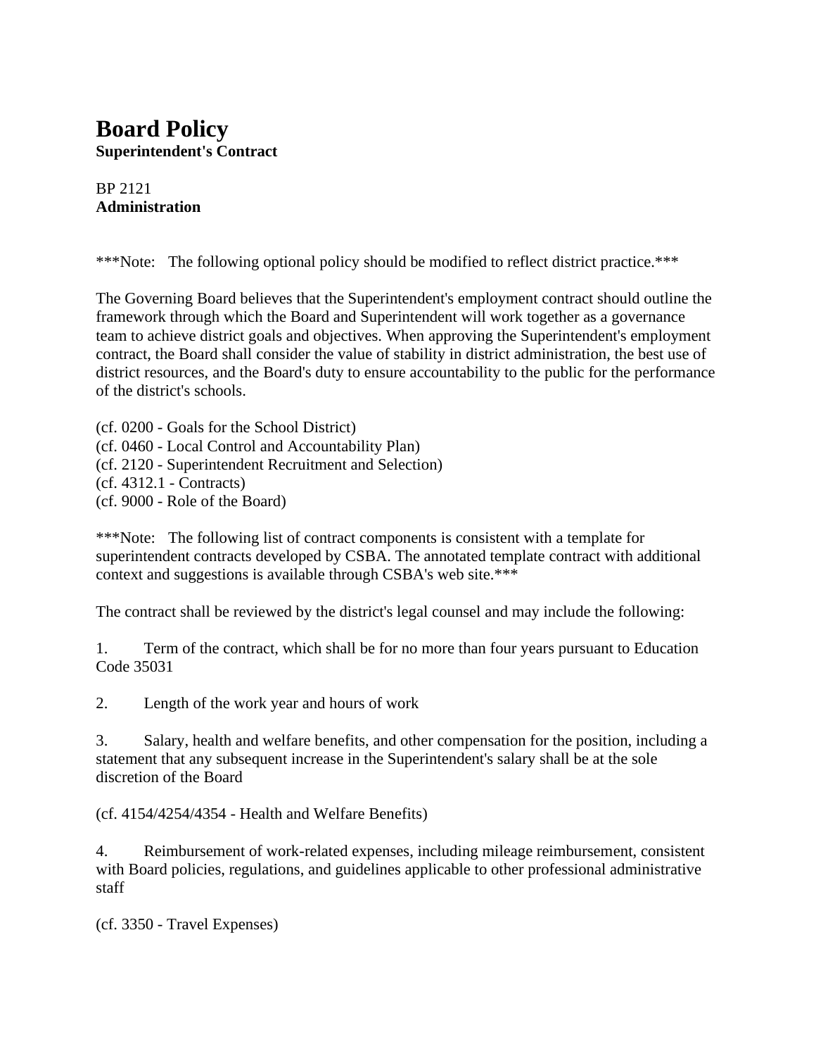# Board Policy

**Superintendent's Contract**

BP 2121
**Administration**

***Note: The following optional policy should be modified to reflect district practice.***

The Governing Board believes that the Superintendent's employment contract should outline the framework through which the Board and Superintendent will work together as a governance team to achieve district goals and objectives. When approving the Superintendent's employment contract, the Board shall consider the value of stability in district administration, the best use of district resources, and the Board's duty to ensure accountability to the public for the performance of the district's schools.

(cf. 0200 - Goals for the School District)
(cf. 0460 - Local Control and Accountability Plan)
(cf. 2120 - Superintendent Recruitment and Selection)
(cf. 4312.1 - Contracts)
(cf. 9000 - Role of the Board)

***Note: The following list of contract components is consistent with a template for superintendent contracts developed by CSBA. The annotated template contract with additional context and suggestions is available through CSBA's web site.***

The contract shall be reviewed by the district's legal counsel and may include the following:

1. Term of the contract, which shall be for no more than four years pursuant to Education Code 35031

2. Length of the work year and hours of work

3. Salary, health and welfare benefits, and other compensation for the position, including a statement that any subsequent increase in the Superintendent's salary shall be at the sole discretion of the Board

(cf. 4154/4254/4354 - Health and Welfare Benefits)

4. Reimbursement of work-related expenses, including mileage reimbursement, consistent with Board policies, regulations, and guidelines applicable to other professional administrative staff

(cf. 3350 - Travel Expenses)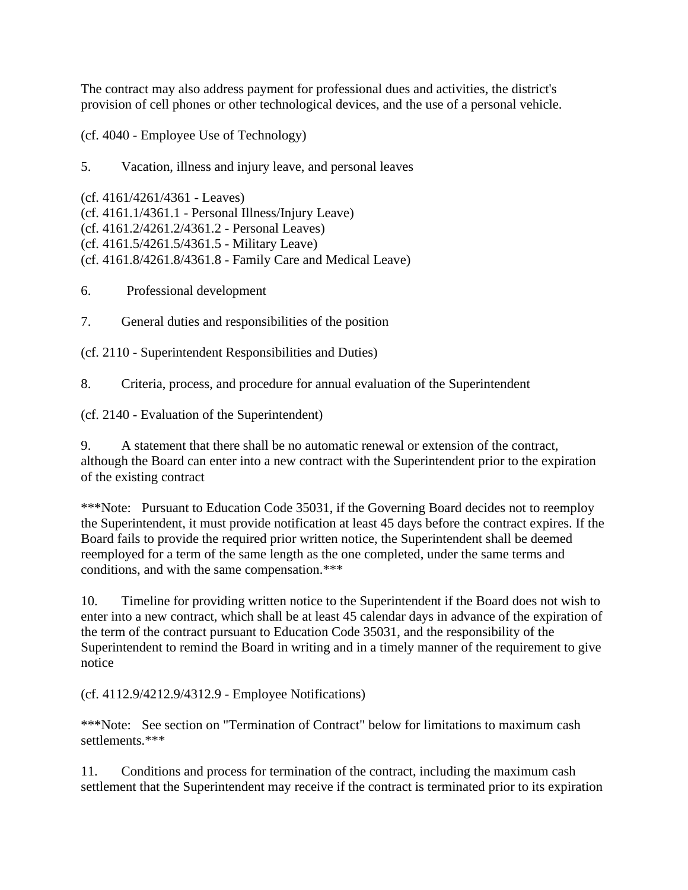The contract may also address payment for professional dues and activities, the district's provision of cell phones or other technological devices, and the use of a personal vehicle.

(cf. 4040 - Employee Use of Technology)

5. Vacation, illness and injury leave, and personal leaves

(cf. 4161/4261/4361 - Leaves)
(cf. 4161.1/4361.1 - Personal Illness/Injury Leave)
(cf. 4161.2/4261.2/4361.2 - Personal Leaves)
(cf. 4161.5/4261.5/4361.5 - Military Leave)
(cf. 4161.8/4261.8/4361.8 - Family Care and Medical Leave)

6. Professional development

7. General duties and responsibilities of the position

(cf. 2110 - Superintendent Responsibilities and Duties)

8. Criteria, process, and procedure for annual evaluation of the Superintendent

(cf. 2140 - Evaluation of the Superintendent)

9. A statement that there shall be no automatic renewal or extension of the contract, although the Board can enter into a new contract with the Superintendent prior to the expiration of the existing contract

***Note: Pursuant to Education Code 35031, if the Governing Board decides not to reemploy the Superintendent, it must provide notification at least 45 days before the contract expires. If the Board fails to provide the required prior written notice, the Superintendent shall be deemed reemployed for a term of the same length as the one completed, under the same terms and conditions, and with the same compensation.***

10. Timeline for providing written notice to the Superintendent if the Board does not wish to enter into a new contract, which shall be at least 45 calendar days in advance of the expiration of the term of the contract pursuant to Education Code 35031, and the responsibility of the Superintendent to remind the Board in writing and in a timely manner of the requirement to give notice

(cf. 4112.9/4212.9/4312.9 - Employee Notifications)

***Note: See section on "Termination of Contract" below for limitations to maximum cash settlements.***

11. Conditions and process for termination of the contract, including the maximum cash settlement that the Superintendent may receive if the contract is terminated prior to its expiration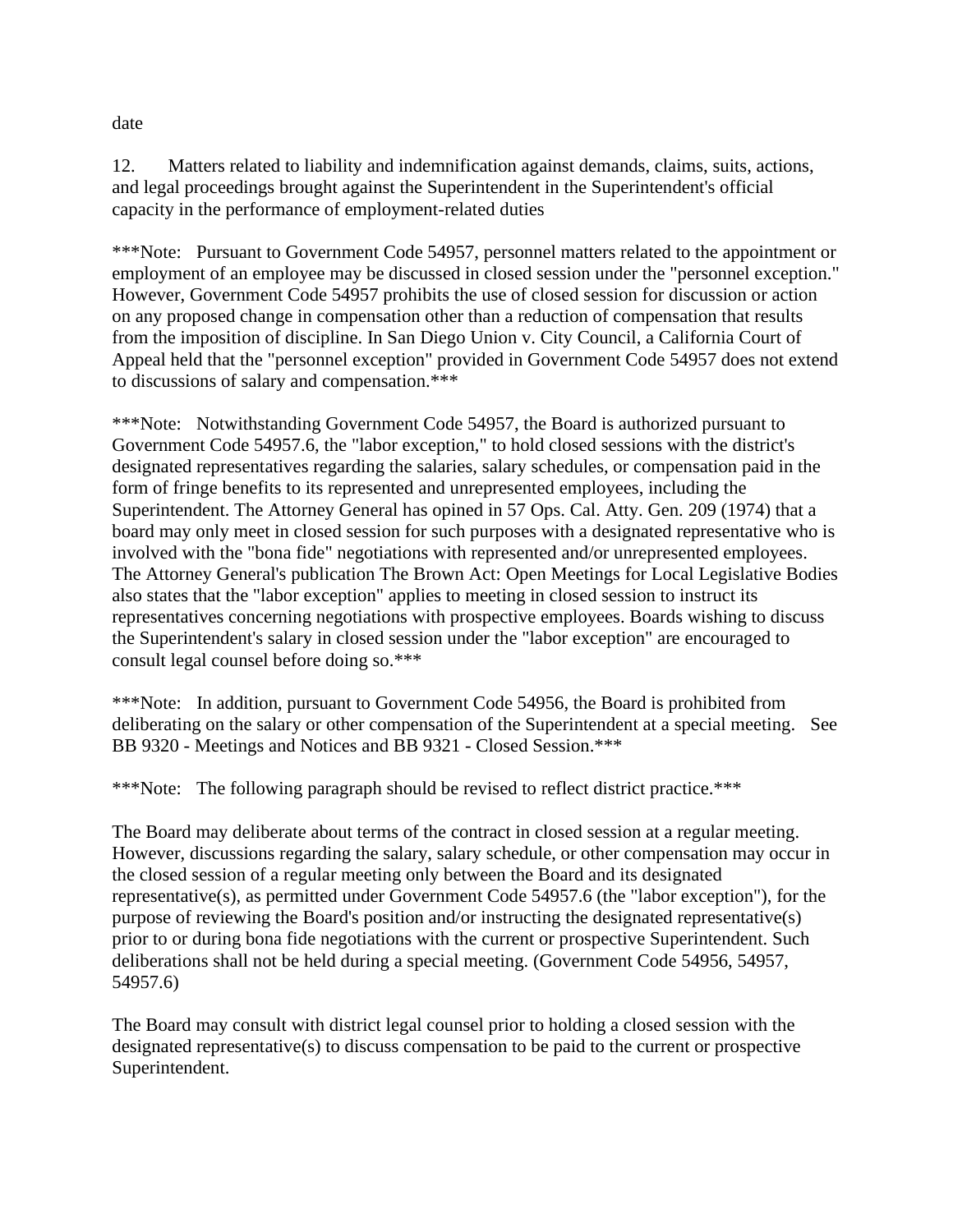date

12. Matters related to liability and indemnification against demands, claims, suits, actions, and legal proceedings brought against the Superintendent in the Superintendent's official capacity in the performance of employment-related duties

***Note: Pursuant to Government Code 54957, personnel matters related to the appointment or employment of an employee may be discussed in closed session under the "personnel exception." However, Government Code 54957 prohibits the use of closed session for discussion or action on any proposed change in compensation other than a reduction of compensation that results from the imposition of discipline. In San Diego Union v. City Council, a California Court of Appeal held that the "personnel exception" provided in Government Code 54957 does not extend to discussions of salary and compensation.***

***Note: Notwithstanding Government Code 54957, the Board is authorized pursuant to Government Code 54957.6, the "labor exception," to hold closed sessions with the district's designated representatives regarding the salaries, salary schedules, or compensation paid in the form of fringe benefits to its represented and unrepresented employees, including the Superintendent. The Attorney General has opined in 57 Ops. Cal. Atty. Gen. 209 (1974) that a board may only meet in closed session for such purposes with a designated representative who is involved with the "bona fide" negotiations with represented and/or unrepresented employees. The Attorney General's publication The Brown Act: Open Meetings for Local Legislative Bodies also states that the "labor exception" applies to meeting in closed session to instruct its representatives concerning negotiations with prospective employees. Boards wishing to discuss the Superintendent's salary in closed session under the "labor exception" are encouraged to consult legal counsel before doing so.***

***Note: In addition, pursuant to Government Code 54956, the Board is prohibited from deliberating on the salary or other compensation of the Superintendent at a special meeting. See BB 9320 - Meetings and Notices and BB 9321 - Closed Session.***

***Note: The following paragraph should be revised to reflect district practice.***

The Board may deliberate about terms of the contract in closed session at a regular meeting. However, discussions regarding the salary, salary schedule, or other compensation may occur in the closed session of a regular meeting only between the Board and its designated representative(s), as permitted under Government Code 54957.6 (the "labor exception"), for the purpose of reviewing the Board's position and/or instructing the designated representative(s) prior to or during bona fide negotiations with the current or prospective Superintendent. Such deliberations shall not be held during a special meeting. (Government Code 54956, 54957, 54957.6)

The Board may consult with district legal counsel prior to holding a closed session with the designated representative(s) to discuss compensation to be paid to the current or prospective Superintendent.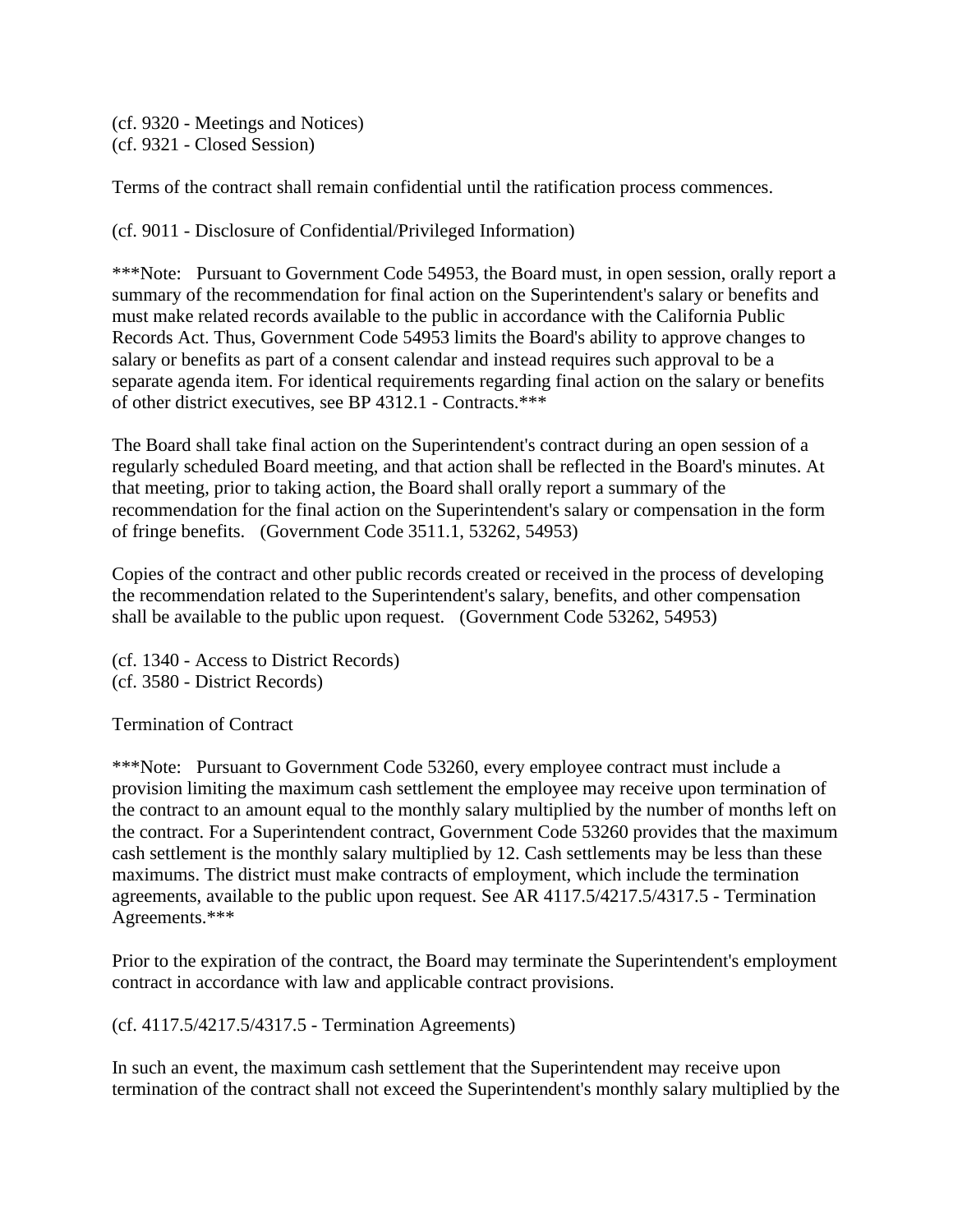(cf. 9320 - Meetings and Notices)
(cf. 9321 - Closed Session)

Terms of the contract shall remain confidential until the ratification process commences.

(cf. 9011 - Disclosure of Confidential/Privileged Information)

***Note: Pursuant to Government Code 54953, the Board must, in open session, orally report a summary of the recommendation for final action on the Superintendent's salary or benefits and must make related records available to the public in accordance with the California Public Records Act. Thus, Government Code 54953 limits the Board's ability to approve changes to salary or benefits as part of a consent calendar and instead requires such approval to be a separate agenda item. For identical requirements regarding final action on the salary or benefits of other district executives, see BP 4312.1 - Contracts.***

The Board shall take final action on the Superintendent's contract during an open session of a regularly scheduled Board meeting, and that action shall be reflected in the Board's minutes. At that meeting, prior to taking action, the Board shall orally report a summary of the recommendation for the final action on the Superintendent's salary or compensation in the form of fringe benefits. (Government Code 3511.1, 53262, 54953)

Copies of the contract and other public records created or received in the process of developing the recommendation related to the Superintendent's salary, benefits, and other compensation shall be available to the public upon request. (Government Code 53262, 54953)

(cf. 1340 - Access to District Records)
(cf. 3580 - District Records)

Termination of Contract

***Note: Pursuant to Government Code 53260, every employee contract must include a provision limiting the maximum cash settlement the employee may receive upon termination of the contract to an amount equal to the monthly salary multiplied by the number of months left on the contract. For a Superintendent contract, Government Code 53260 provides that the maximum cash settlement is the monthly salary multiplied by 12. Cash settlements may be less than these maximums. The district must make contracts of employment, which include the termination agreements, available to the public upon request. See AR 4117.5/4217.5/4317.5 - Termination Agreements.***

Prior to the expiration of the contract, the Board may terminate the Superintendent's employment contract in accordance with law and applicable contract provisions.

(cf. 4117.5/4217.5/4317.5 - Termination Agreements)

In such an event, the maximum cash settlement that the Superintendent may receive upon termination of the contract shall not exceed the Superintendent's monthly salary multiplied by the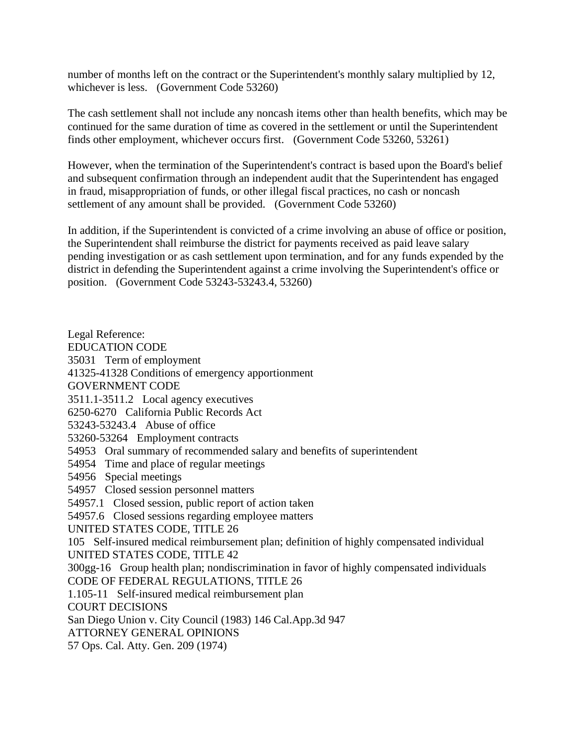number of months left on the contract or the Superintendent's monthly salary multiplied by 12, whichever is less.   (Government Code 53260)

The cash settlement shall not include any noncash items other than health benefits, which may be continued for the same duration of time as covered in the settlement or until the Superintendent finds other employment, whichever occurs first.   (Government Code 53260, 53261)

However, when the termination of the Superintendent's contract is based upon the Board's belief and subsequent confirmation through an independent audit that the Superintendent has engaged in fraud, misappropriation of funds, or other illegal fiscal practices, no cash or noncash settlement of any amount shall be provided.   (Government Code 53260)

In addition, if the Superintendent is convicted of a crime involving an abuse of office or position, the Superintendent shall reimburse the district for payments received as paid leave salary pending investigation or as cash settlement upon termination, and for any funds expended by the district in defending the Superintendent against a crime involving the Superintendent's office or position.   (Government Code 53243-53243.4, 53260)

Legal Reference:
EDUCATION CODE
35031   Term of employment
41325-41328 Conditions of emergency apportionment
GOVERNMENT CODE
3511.1-3511.2   Local agency executives
6250-6270   California Public Records Act
53243-53243.4   Abuse of office
53260-53264   Employment contracts
54953   Oral summary of recommended salary and benefits of superintendent
54954   Time and place of regular meetings
54956   Special meetings
54957   Closed session personnel matters
54957.1   Closed session, public report of action taken
54957.6   Closed sessions regarding employee matters
UNITED STATES CODE, TITLE 26
105   Self-insured medical reimbursement plan; definition of highly compensated individual
UNITED STATES CODE, TITLE 42
300gg-16   Group health plan; nondiscrimination in favor of highly compensated individuals
CODE OF FEDERAL REGULATIONS, TITLE 26
1.105-11   Self-insured medical reimbursement plan
COURT DECISIONS
San Diego Union v. City Council (1983) 146 Cal.App.3d 947
ATTORNEY GENERAL OPINIONS
57 Ops. Cal. Atty. Gen. 209 (1974)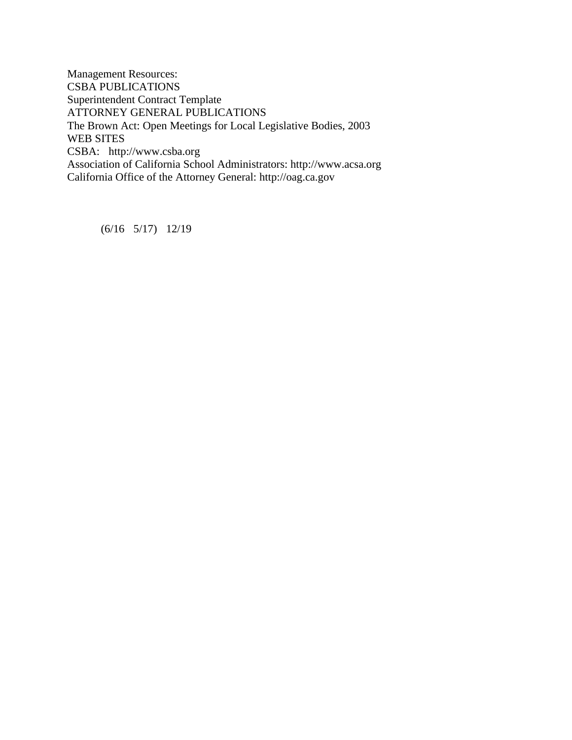Management Resources:

CSBA PUBLICATIONS

Superintendent Contract Template

ATTORNEY GENERAL PUBLICATIONS

The Brown Act: Open Meetings for Local Legislative Bodies, 2003

WEB SITES

CSBA: http://www.csba.org

Association of California School Administrators: http://www.acsa.org

California Office of the Attorney General: http://oag.ca.gov

(6/16 5/17) 12/19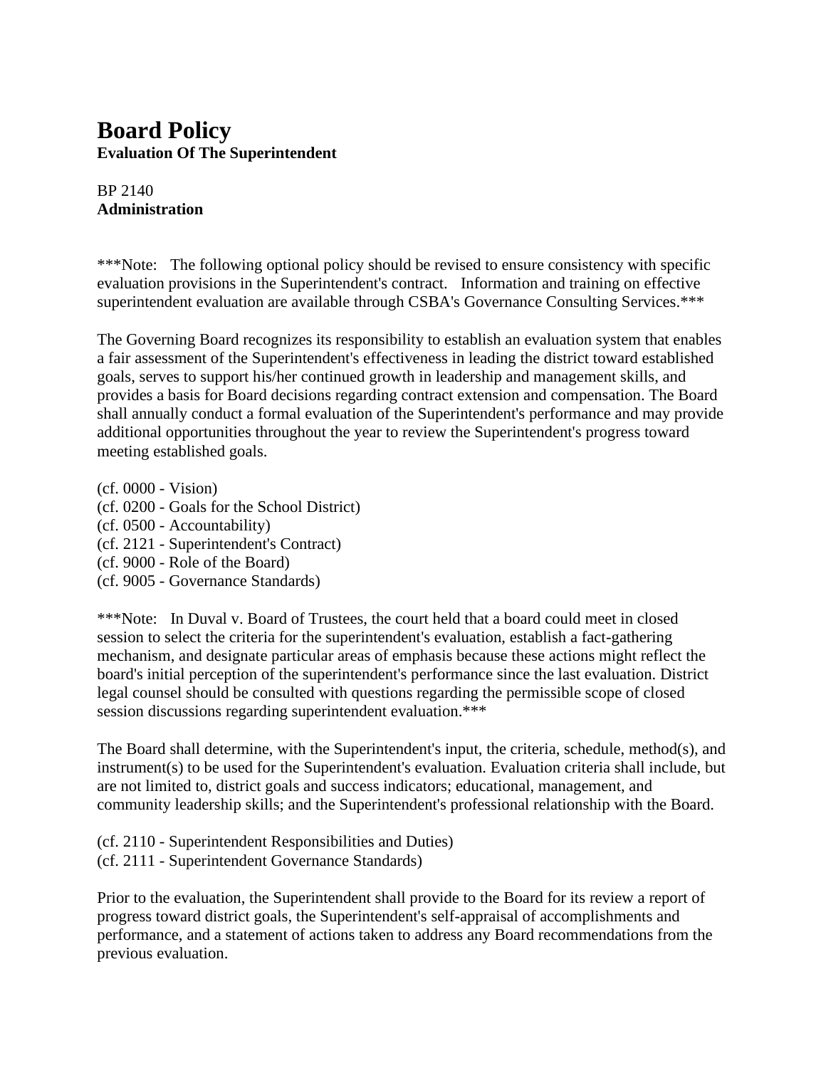# Board Policy

**Evaluation Of The Superintendent**

BP 2140
**Administration**

***Note: The following optional policy should be revised to ensure consistency with specific evaluation provisions in the Superintendent's contract. Information and training on effective superintendent evaluation are available through CSBA's Governance Consulting Services.***

The Governing Board recognizes its responsibility to establish an evaluation system that enables a fair assessment of the Superintendent's effectiveness in leading the district toward established goals, serves to support his/her continued growth in leadership and management skills, and provides a basis for Board decisions regarding contract extension and compensation. The Board shall annually conduct a formal evaluation of the Superintendent's performance and may provide additional opportunities throughout the year to review the Superintendent's progress toward meeting established goals.

(cf. 0000 - Vision)
(cf. 0200 - Goals for the School District)
(cf. 0500 - Accountability)
(cf. 2121 - Superintendent's Contract)
(cf. 9000 - Role of the Board)
(cf. 9005 - Governance Standards)

***Note: In Duval v. Board of Trustees, the court held that a board could meet in closed session to select the criteria for the superintendent's evaluation, establish a fact-gathering mechanism, and designate particular areas of emphasis because these actions might reflect the board's initial perception of the superintendent's performance since the last evaluation. District legal counsel should be consulted with questions regarding the permissible scope of closed session discussions regarding superintendent evaluation.***

The Board shall determine, with the Superintendent's input, the criteria, schedule, method(s), and instrument(s) to be used for the Superintendent's evaluation. Evaluation criteria shall include, but are not limited to, district goals and success indicators; educational, management, and community leadership skills; and the Superintendent's professional relationship with the Board.

(cf. 2110 - Superintendent Responsibilities and Duties)
(cf. 2111 - Superintendent Governance Standards)

Prior to the evaluation, the Superintendent shall provide to the Board for its review a report of progress toward district goals, the Superintendent's self-appraisal of accomplishments and performance, and a statement of actions taken to address any Board recommendations from the previous evaluation.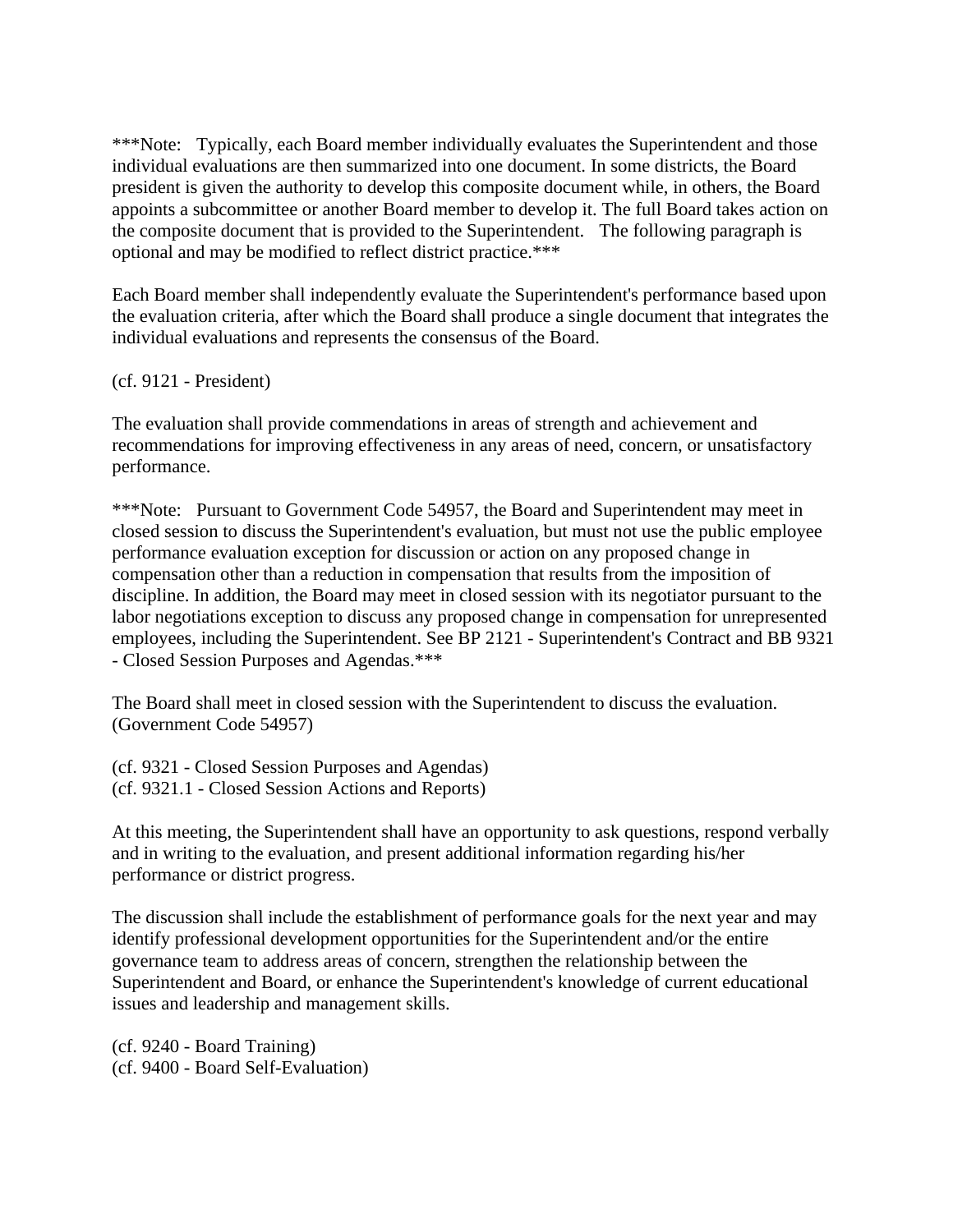***Note: Typically, each Board member individually evaluates the Superintendent and those individual evaluations are then summarized into one document. In some districts, the Board president is given the authority to develop this composite document while, in others, the Board appoints a subcommittee or another Board member to develop it. The full Board takes action on the composite document that is provided to the Superintendent. The following paragraph is optional and may be modified to reflect district practice.***

Each Board member shall independently evaluate the Superintendent's performance based upon the evaluation criteria, after which the Board shall produce a single document that integrates the individual evaluations and represents the consensus of the Board.

(cf. 9121 - President)

The evaluation shall provide commendations in areas of strength and achievement and recommendations for improving effectiveness in any areas of need, concern, or unsatisfactory performance.

***Note: Pursuant to Government Code 54957, the Board and Superintendent may meet in closed session to discuss the Superintendent's evaluation, but must not use the public employee performance evaluation exception for discussion or action on any proposed change in compensation other than a reduction in compensation that results from the imposition of discipline. In addition, the Board may meet in closed session with its negotiator pursuant to the labor negotiations exception to discuss any proposed change in compensation for unrepresented employees, including the Superintendent. See BP 2121 - Superintendent's Contract and BB 9321 - Closed Session Purposes and Agendas.***

The Board shall meet in closed session with the Superintendent to discuss the evaluation. (Government Code 54957)

(cf. 9321 - Closed Session Purposes and Agendas)
(cf. 9321.1 - Closed Session Actions and Reports)

At this meeting, the Superintendent shall have an opportunity to ask questions, respond verbally and in writing to the evaluation, and present additional information regarding his/her performance or district progress.

The discussion shall include the establishment of performance goals for the next year and may identify professional development opportunities for the Superintendent and/or the entire governance team to address areas of concern, strengthen the relationship between the Superintendent and Board, or enhance the Superintendent's knowledge of current educational issues and leadership and management skills.

(cf. 9240 - Board Training)
(cf. 9400 - Board Self-Evaluation)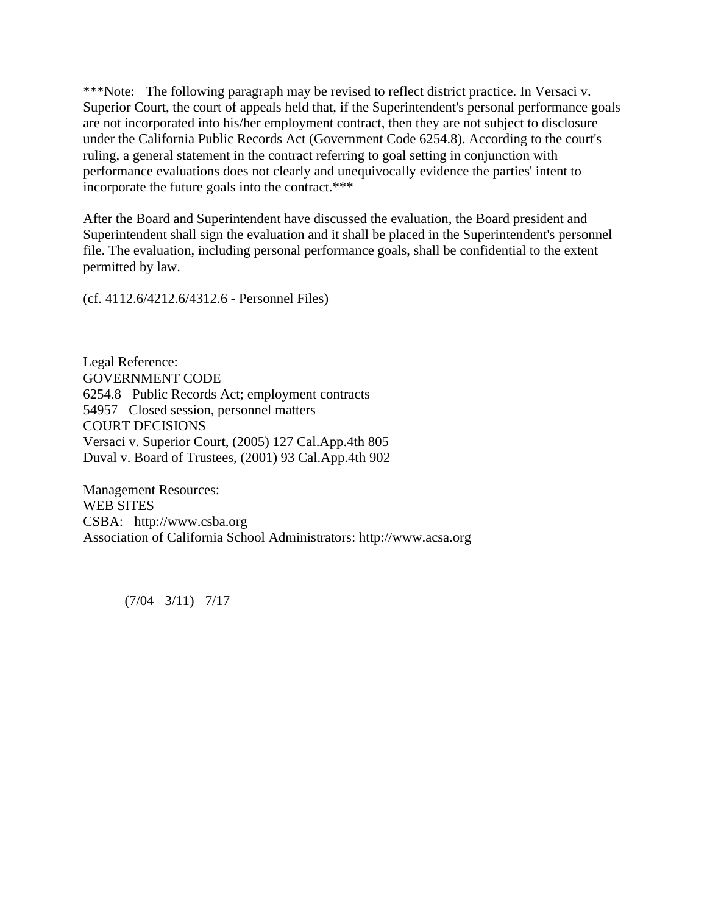***Note: The following paragraph may be revised to reflect district practice. In Versaci v. Superior Court, the court of appeals held that, if the Superintendent's personal performance goals are not incorporated into his/her employment contract, then they are not subject to disclosure under the California Public Records Act (Government Code 6254.8). According to the court's ruling, a general statement in the contract referring to goal setting in conjunction with performance evaluations does not clearly and unequivocally evidence the parties' intent to incorporate the future goals into the contract.***

After the Board and Superintendent have discussed the evaluation, the Board president and Superintendent shall sign the evaluation and it shall be placed in the Superintendent's personnel file. The evaluation, including personal performance goals, shall be confidential to the extent permitted by law.

(cf. 4112.6/4212.6/4312.6 - Personnel Files)

Legal Reference:
GOVERNMENT CODE
6254.8 Public Records Act; employment contracts
54957 Closed session, personnel matters
COURT DECISIONS
Versaci v. Superior Court, (2005) 127 Cal.App.4th 805
Duval v. Board of Trustees, (2001) 93 Cal.App.4th 902

Management Resources:
WEB SITES
CSBA: http://www.csba.org
Association of California School Administrators: http://www.acsa.org

(7/04 3/11) 7/17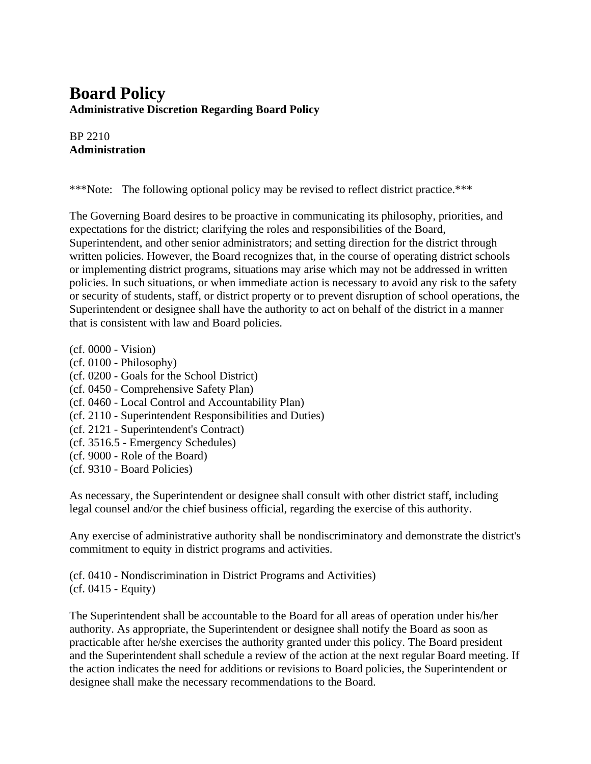# Board Policy

**Administrative Discretion Regarding Board Policy**

BP 2210
**Administration**

***Note: The following optional policy may be revised to reflect district practice.***

The Governing Board desires to be proactive in communicating its philosophy, priorities, and expectations for the district; clarifying the roles and responsibilities of the Board, Superintendent, and other senior administrators; and setting direction for the district through written policies. However, the Board recognizes that, in the course of operating district schools or implementing district programs, situations may arise which may not be addressed in written policies. In such situations, or when immediate action is necessary to avoid any risk to the safety or security of students, staff, or district property or to prevent disruption of school operations, the Superintendent or designee shall have the authority to act on behalf of the district in a manner that is consistent with law and Board policies.

(cf. 0000 - Vision)
(cf. 0100 - Philosophy)
(cf. 0200 - Goals for the School District)
(cf. 0450 - Comprehensive Safety Plan)
(cf. 0460 - Local Control and Accountability Plan)
(cf. 2110 - Superintendent Responsibilities and Duties)
(cf. 2121 - Superintendent's Contract)
(cf. 3516.5 - Emergency Schedules)
(cf. 9000 - Role of the Board)
(cf. 9310 - Board Policies)

As necessary, the Superintendent or designee shall consult with other district staff, including legal counsel and/or the chief business official, regarding the exercise of this authority.

Any exercise of administrative authority shall be nondiscriminatory and demonstrate the district's commitment to equity in district programs and activities.

(cf. 0410 - Nondiscrimination in District Programs and Activities)
(cf. 0415 - Equity)

The Superintendent shall be accountable to the Board for all areas of operation under his/her authority. As appropriate, the Superintendent or designee shall notify the Board as soon as practicable after he/she exercises the authority granted under this policy. The Board president and the Superintendent shall schedule a review of the action at the next regular Board meeting. If the action indicates the need for additions or revisions to Board policies, the Superintendent or designee shall make the necessary recommendations to the Board.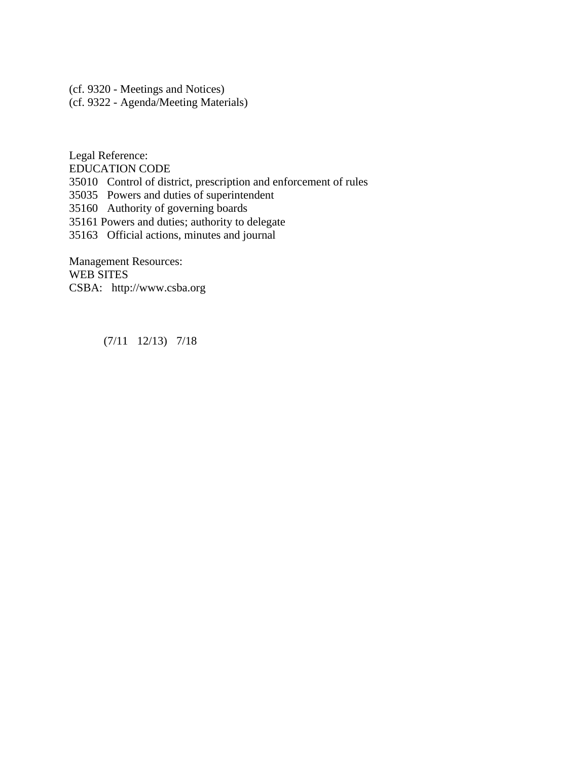(cf. 9320 - Meetings and Notices)
(cf. 9322 - Agenda/Meeting Materials)

Legal Reference:
EDUCATION CODE
35010 Control of district, prescription and enforcement of rules
35035 Powers and duties of superintendent
35160 Authority of governing boards
35161 Powers and duties; authority to delegate
35163 Official actions, minutes and journal

Management Resources:
WEB SITES
CSBA: http://www.csba.org

(7/11 12/13) 7/18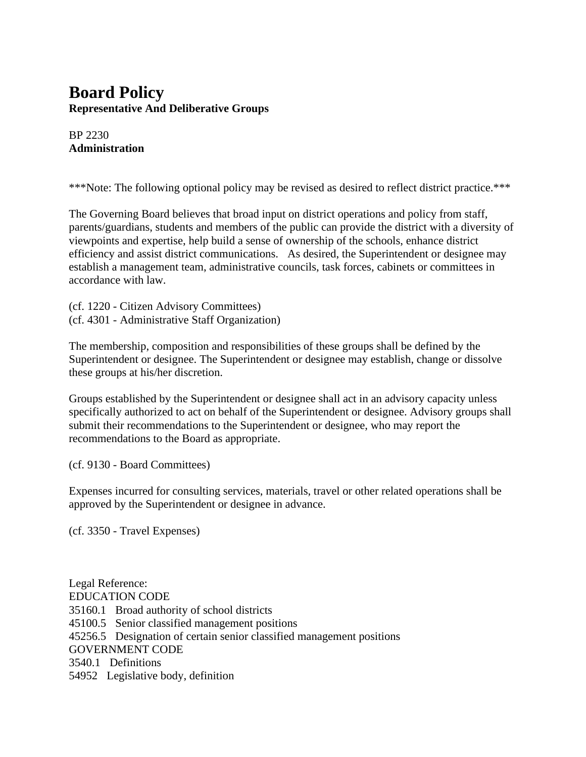# Board Policy

**Representative And Deliberative Groups**

BP 2230
**Administration**

***Note: The following optional policy may be revised as desired to reflect district practice.***

The Governing Board believes that broad input on district operations and policy from staff, parents/guardians, students and members of the public can provide the district with a diversity of viewpoints and expertise, help build a sense of ownership of the schools, enhance district efficiency and assist district communications. As desired, the Superintendent or designee may establish a management team, administrative councils, task forces, cabinets or committees in accordance with law.

(cf. 1220 - Citizen Advisory Committees)
(cf. 4301 - Administrative Staff Organization)

The membership, composition and responsibilities of these groups shall be defined by the Superintendent or designee. The Superintendent or designee may establish, change or dissolve these groups at his/her discretion.

Groups established by the Superintendent or designee shall act in an advisory capacity unless specifically authorized to act on behalf of the Superintendent or designee. Advisory groups shall submit their recommendations to the Superintendent or designee, who may report the recommendations to the Board as appropriate.

(cf. 9130 - Board Committees)

Expenses incurred for consulting services, materials, travel or other related operations shall be approved by the Superintendent or designee in advance.

(cf. 3350 - Travel Expenses)

Legal Reference:
EDUCATION CODE
35160.1 Broad authority of school districts
45100.5 Senior classified management positions
45256.5 Designation of certain senior classified management positions
GOVERNMENT CODE
3540.1 Definitions
54952 Legislative body, definition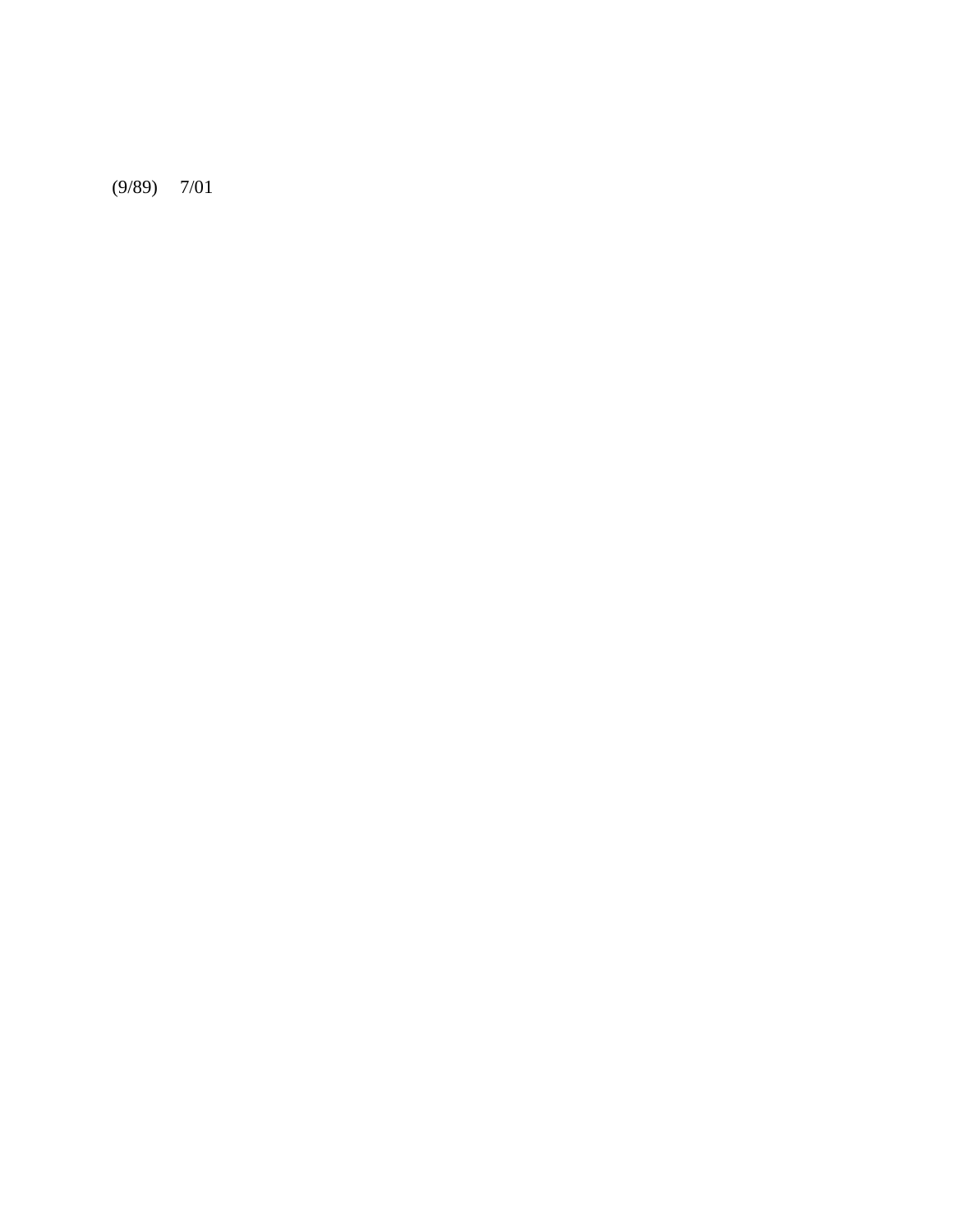(9/89) 7/01